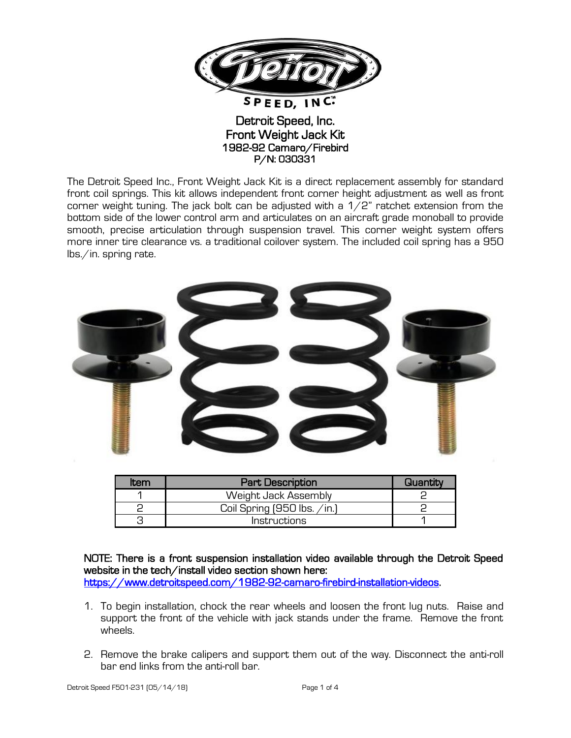# Detroit Speed, Inc.
# Front Weight Jack Kit
## 1982-92 Camaro/Firebird
## P/N: 030331

The Detroit Speed Inc., Front Weight Jack Kit is a direct replacement assembly for standard front coil springs. This kit allows independent front corner height adjustment as well as front corner weight tuning. The jack bolt can be adjusted with a 1/2" ratchet extension from the bottom side of the lower control arm and articulates on an aircraft grade monoball to provide smooth, precise articulation through suspension travel. This corner weight system offers more inner tire clearance vs. a traditional coilover system. The included coil spring has a 950 lbs./in. spring rate.

| Item | Part Description | Quantity |
|---|---|---|
| 1 | Weight Jack Assembly | 2 |
| 2 | Coil Spring (950 lbs. /in.) | 2 |
| 3 | Instructions | 1 |

**NOTE: There is a front suspension installation video available through the Detroit Speed website in the tech/install video section shown here:** https://www.detroitspeed.com/1982-92-camaro-firebird-installation-videos.

1. To begin installation, chock the rear wheels and loosen the front lug nuts. Raise and support the front of the vehicle with jack stands under the frame. Remove the front wheels.

2. Remove the brake calipers and support them out of the way. Disconnect the anti-roll bar end links from the anti-roll bar.

Detroit Speed F501-231 (05/14/18)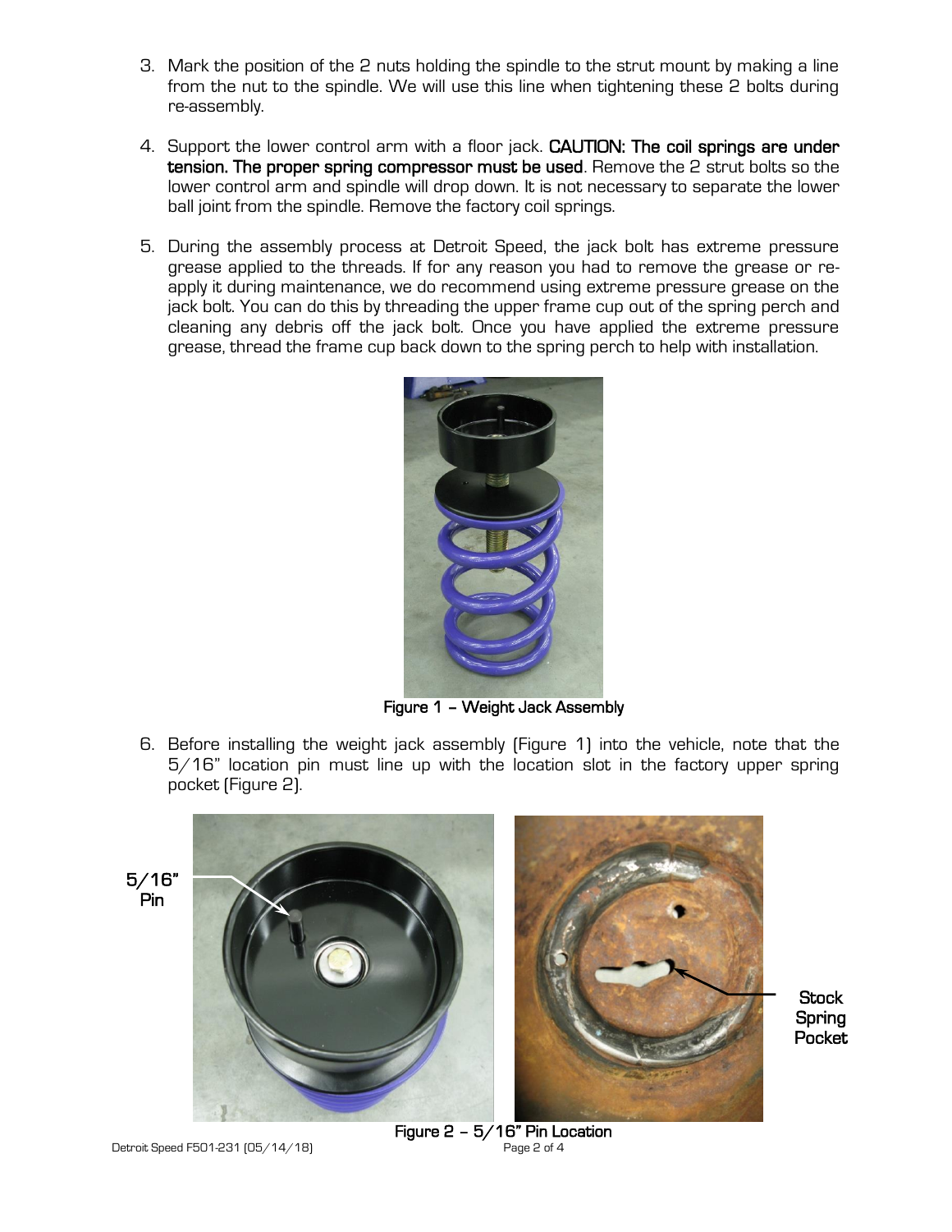3. Mark the position of the 2 nuts holding the spindle to the strut mount by making a line from the nut to the spindle. We will use this line when tightening these 2 bolts during re-assembly.

4. Support the lower control arm with a floor jack. **CAUTION: The coil springs are under tension. The proper spring compressor must be used**. Remove the 2 strut bolts so the lower control arm and spindle will drop down. It is not necessary to separate the lower ball joint from the spindle. Remove the factory coil springs.

5. During the assembly process at Detroit Speed, the jack bolt has extreme pressure grease applied to the threads. If for any reason you had to remove the grease or re-apply it during maintenance, we do recommend using extreme pressure grease on the jack bolt. You can do this by threading the upper frame cup out of the spring perch and cleaning any debris off the jack bolt. Once you have applied the extreme pressure grease, thread the frame cup back down to the spring perch to help with installation.

**Figure 1 – Weight Jack Assembly**

6. Before installing the weight jack assembly (Figure 1) into the vehicle, note that the 5/16" location pin must line up with the location slot in the factory upper spring pocket (Figure 2).

5/16" Pin

Stock Spring Pocket

**Figure 2 – 5/16" Pin Location**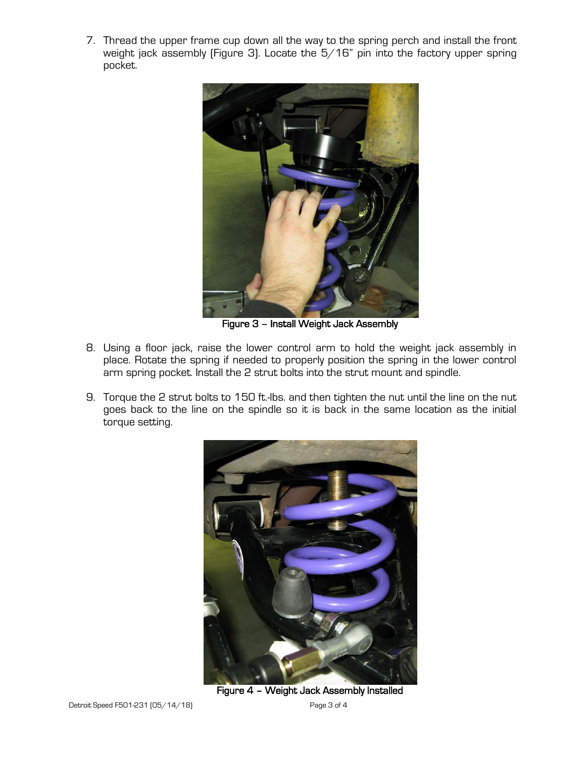7. Thread the upper frame cup down all the way to the spring perch and install the front weight jack assembly (Figure 3). Locate the 5/16" pin into the factory upper spring pocket.

Figure 3 – Install Weight Jack Assembly

8. Using a floor jack, raise the lower control arm to hold the weight jack assembly in place. Rotate the spring if needed to properly position the spring in the lower control arm spring pocket. Install the 2 strut bolts into the strut mount and spindle.

9. Torque the 2 strut bolts to 150 ft.-lbs. and then tighten the nut until the line on the nut goes back to the line on the spindle so it is back in the same location as the initial torque setting.

Figure 4 – Weight Jack Assembly Installed

Detroit Speed F501-231 (05/14/18)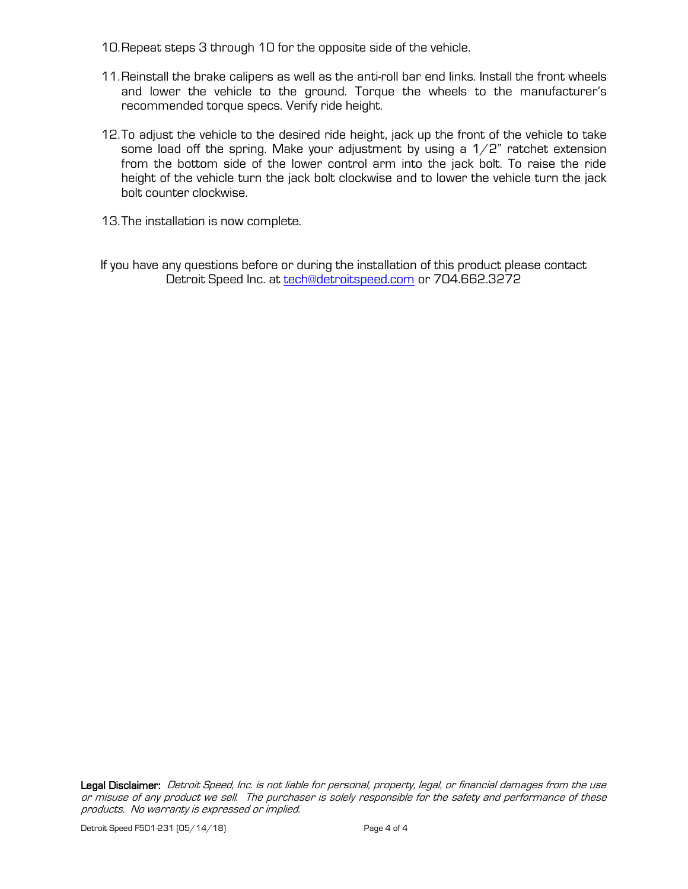10. Repeat steps 3 through 10 for the opposite side of the vehicle.

11. Reinstall the brake calipers as well as the anti-roll bar end links. Install the front wheels and lower the vehicle to the ground. Torque the wheels to the manufacturer's recommended torque specs. Verify ride height.

12. To adjust the vehicle to the desired ride height, jack up the front of the vehicle to take some load off the spring. Make your adjustment by using a 1/2" ratchet extension from the bottom side of the lower control arm into the jack bolt. To raise the ride height of the vehicle turn the jack bolt clockwise and to lower the vehicle turn the jack bolt counter clockwise.

13. The installation is now complete.

If you have any questions before or during the installation of this product please contact Detroit Speed Inc. at tech@detroitspeed.com or 704.662.3272

**Legal Disclaimer:** *Detroit Speed, Inc. is not liable for personal, property, legal, or financial damages from the use or misuse of any product we sell. The purchaser is solely responsible for the safety and performance of these products. No warranty is expressed or implied.*

Detroit Speed F501-231 (05/14/18)